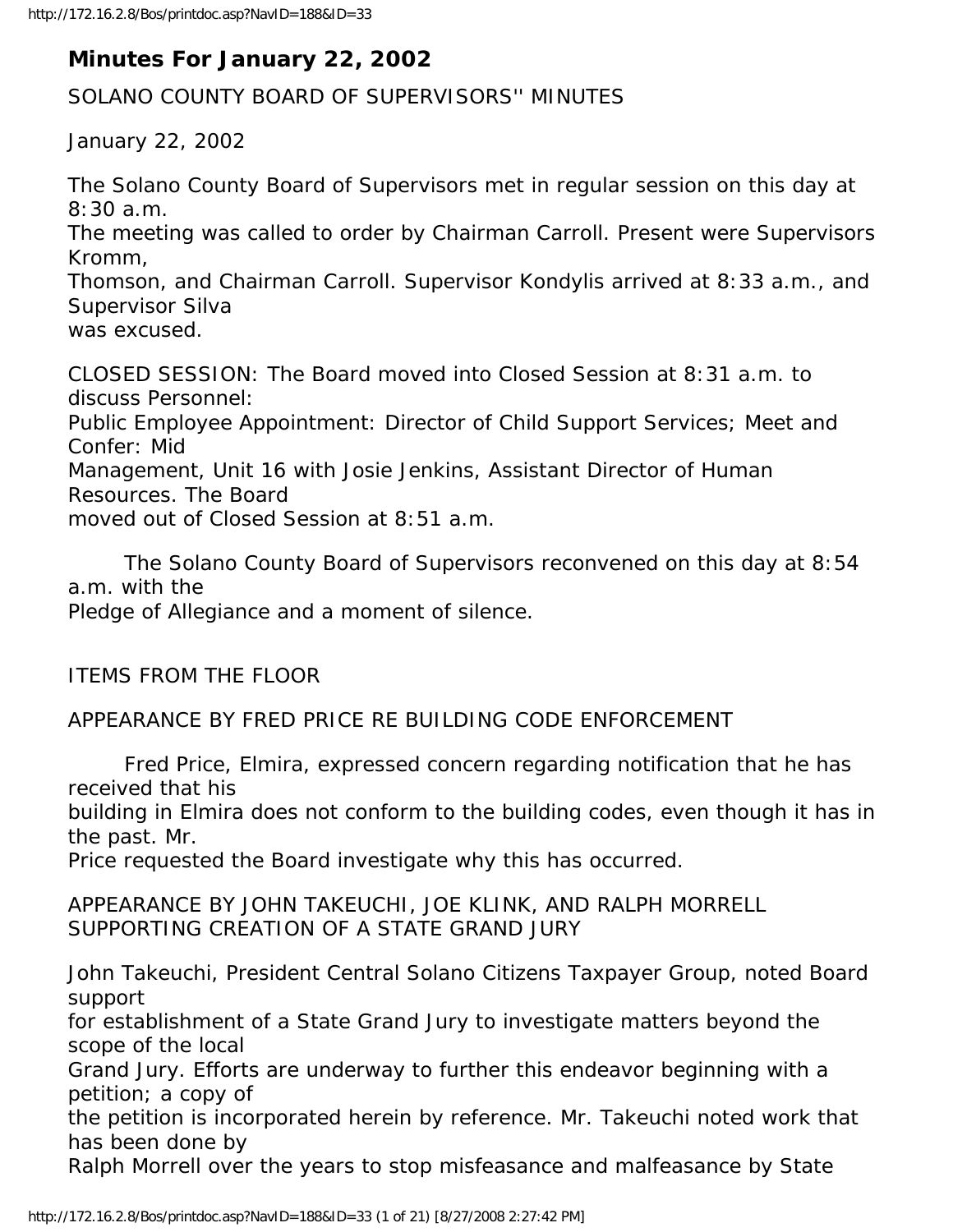# Minutes For January 22, 2002

SOLANO COUNTY BOARD OF SUPERVISORS'' MINUTES

January 22, 2002

The Solano County Board of Supervisors met in regular session on this day at 8:30 a.m. The meeting was called to order by Chairman Carroll. Present were Supervisors Kromm, Thomson, and Chairman Carroll. Supervisor Kondylis arrived at 8:33 a.m., and Supervisor Silva was excused.

CLOSED SESSION: The Board moved into Closed Session at 8:31 a.m. to discuss Personnel: Public Employee Appointment: Director of Child Support Services; Meet and Confer: Mid Management, Unit 16 with Josie Jenkins, Assistant Director of Human Resources. The Board moved out of Closed Session at 8:51 a.m.

The Solano County Board of Supervisors reconvened on this day at 8:54 a.m. with the Pledge of Allegiance and a moment of silence.

ITEMS FROM THE FLOOR

APPEARANCE BY FRED PRICE RE BUILDING CODE ENFORCEMENT

Fred Price, Elmira, expressed concern regarding notification that he has received that his building in Elmira does not conform to the building codes, even though it has in the past. Mr. Price requested the Board investigate why this has occurred.

APPEARANCE BY JOHN TAKEUCHI, JOE KLINK, AND RALPH MORRELL SUPPORTING CREATION OF A STATE GRAND JURY

John Takeuchi, President Central Solano Citizens Taxpayer Group, noted Board support for establishment of a State Grand Jury to investigate matters beyond the scope of the local Grand Jury. Efforts are underway to further this endeavor beginning with a petition; a copy of the petition is incorporated herein by reference. Mr. Takeuchi noted work that has been done by Ralph Morrell over the years to stop misfeasance and malfeasance by State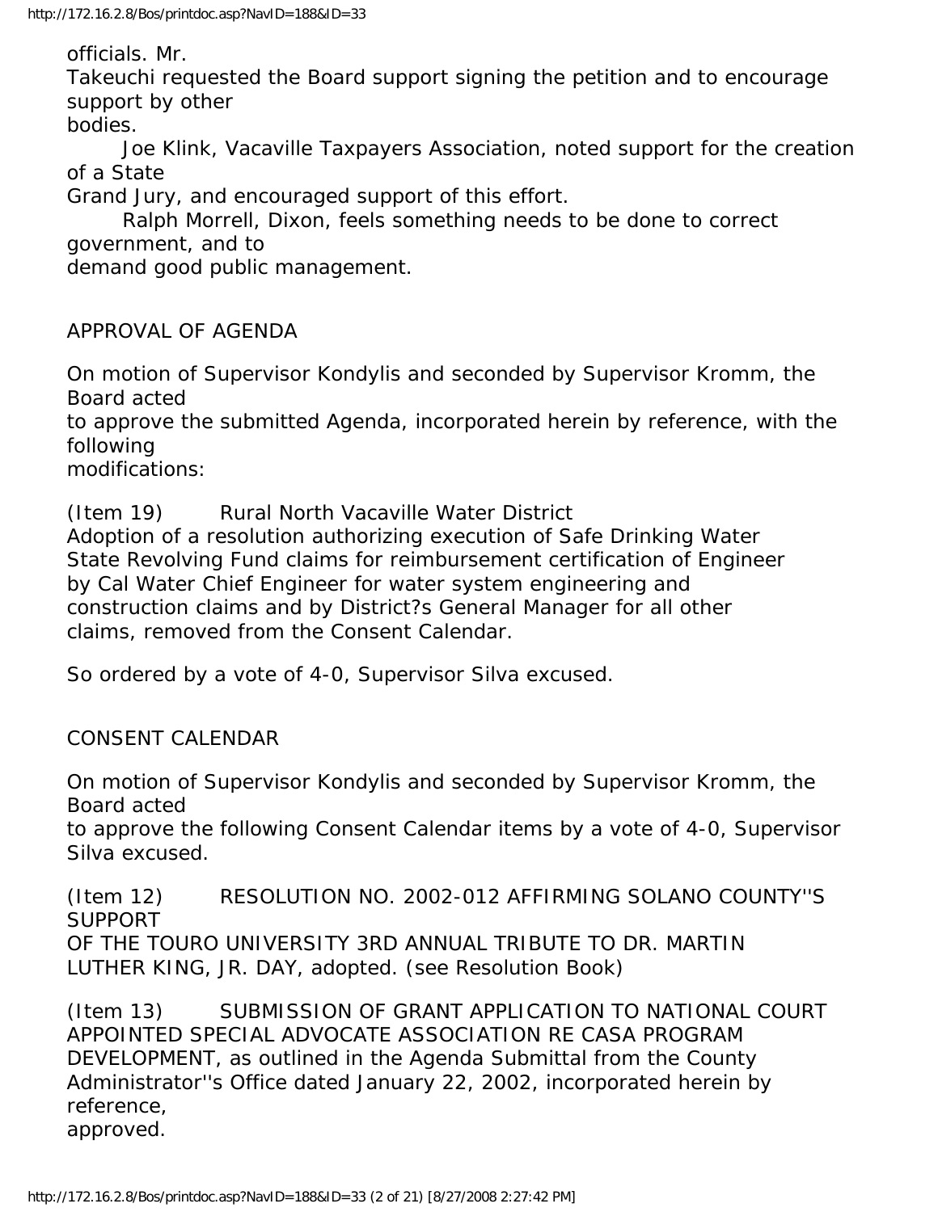officials. Mr. Takeuchi requested the Board support signing the petition and to encourage support by other bodies.

Joe Klink, Vacaville Taxpayers Association, noted support for the creation of a State Grand Jury, and encouraged support of this effort.

Ralph Morrell, Dixon, feels something needs to be done to correct government, and to demand good public management.

## APPROVAL OF AGENDA

On motion of Supervisor Kondylis and seconded by Supervisor Kromm, the Board acted to approve the submitted Agenda, incorporated herein by reference, with the following modifications:

(Item 19) Rural North Vacaville Water District
Adoption of a resolution authorizing execution of Safe Drinking Water State Revolving Fund claims for reimbursement certification of Engineer by Cal Water Chief Engineer for water system engineering and construction claims and by District?s General Manager for all other claims, removed from the Consent Calendar.

So ordered by a vote of 4-0, Supervisor Silva excused.

## CONSENT CALENDAR

On motion of Supervisor Kondylis and seconded by Supervisor Kromm, the Board acted to approve the following Consent Calendar items by a vote of 4-0, Supervisor Silva excused.

(Item 12) RESOLUTION NO. 2002-012 AFFIRMING SOLANO COUNTY''S SUPPORT OF THE TOURO UNIVERSITY 3RD ANNUAL TRIBUTE TO DR. MARTIN LUTHER KING, JR. DAY, adopted. (see Resolution Book)

(Item 13) SUBMISSION OF GRANT APPLICATION TO NATIONAL COURT APPOINTED SPECIAL ADVOCATE ASSOCIATION RE CASA PROGRAM DEVELOPMENT, as outlined in the Agenda Submittal from the County Administrator''s Office dated January 22, 2002, incorporated herein by reference, approved.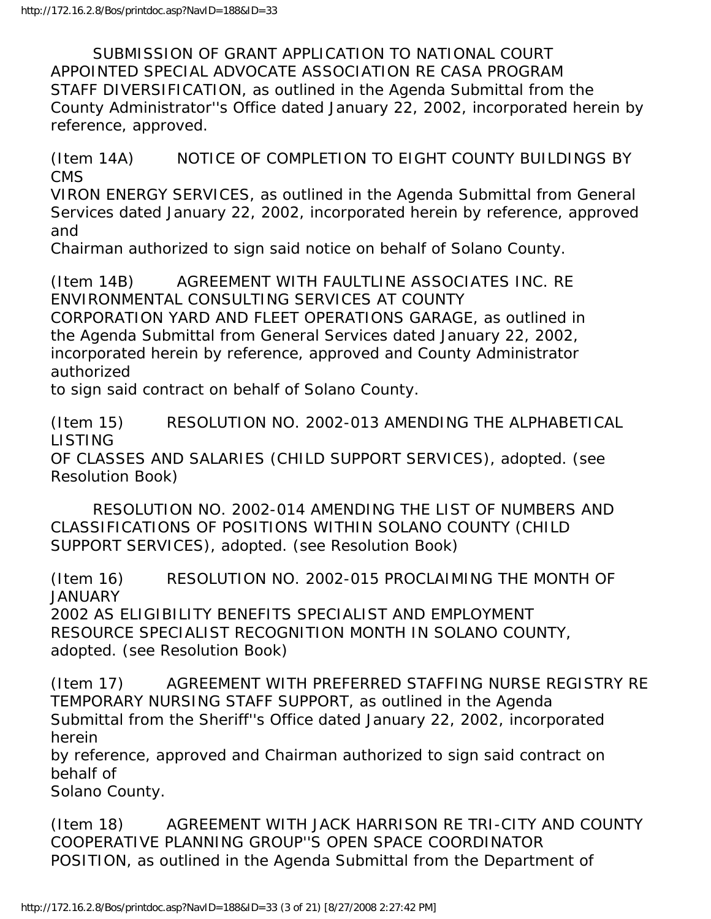SUBMISSION OF GRANT APPLICATION TO NATIONAL COURT APPOINTED SPECIAL ADVOCATE ASSOCIATION RE CASA PROGRAM STAFF DIVERSIFICATION, as outlined in the Agenda Submittal from the County Administrator''s Office dated January 22, 2002, incorporated herein by reference, approved.

(Item 14A) NOTICE OF COMPLETION TO EIGHT COUNTY BUILDINGS BY CMS VIRON ENERGY SERVICES, as outlined in the Agenda Submittal from General Services dated January 22, 2002, incorporated herein by reference, approved and Chairman authorized to sign said notice on behalf of Solano County.

(Item 14B) AGREEMENT WITH FAULTLINE ASSOCIATES INC. RE ENVIRONMENTAL CONSULTING SERVICES AT COUNTY CORPORATION YARD AND FLEET OPERATIONS GARAGE, as outlined in the Agenda Submittal from General Services dated January 22, 2002, incorporated herein by reference, approved and County Administrator authorized to sign said contract on behalf of Solano County.

(Item 15) RESOLUTION NO. 2002-013 AMENDING THE ALPHABETICAL LISTING OF CLASSES AND SALARIES (CHILD SUPPORT SERVICES), adopted. (see Resolution Book)

RESOLUTION NO. 2002-014 AMENDING THE LIST OF NUMBERS AND CLASSIFICATIONS OF POSITIONS WITHIN SOLANO COUNTY (CHILD SUPPORT SERVICES), adopted. (see Resolution Book)

(Item 16) RESOLUTION NO. 2002-015 PROCLAIMING THE MONTH OF JANUARY 2002 AS ELIGIBILITY BENEFITS SPECIALIST AND EMPLOYMENT RESOURCE SPECIALIST RECOGNITION MONTH IN SOLANO COUNTY, adopted. (see Resolution Book)

(Item 17) AGREEMENT WITH PREFERRED STAFFING NURSE REGISTRY RE TEMPORARY NURSING STAFF SUPPORT, as outlined in the Agenda Submittal from the Sheriff''s Office dated January 22, 2002, incorporated herein by reference, approved and Chairman authorized to sign said contract on behalf of Solano County.

(Item 18) AGREEMENT WITH JACK HARRISON RE TRI-CITY AND COUNTY COOPERATIVE PLANNING GROUP''S OPEN SPACE COORDINATOR POSITION, as outlined in the Agenda Submittal from the Department of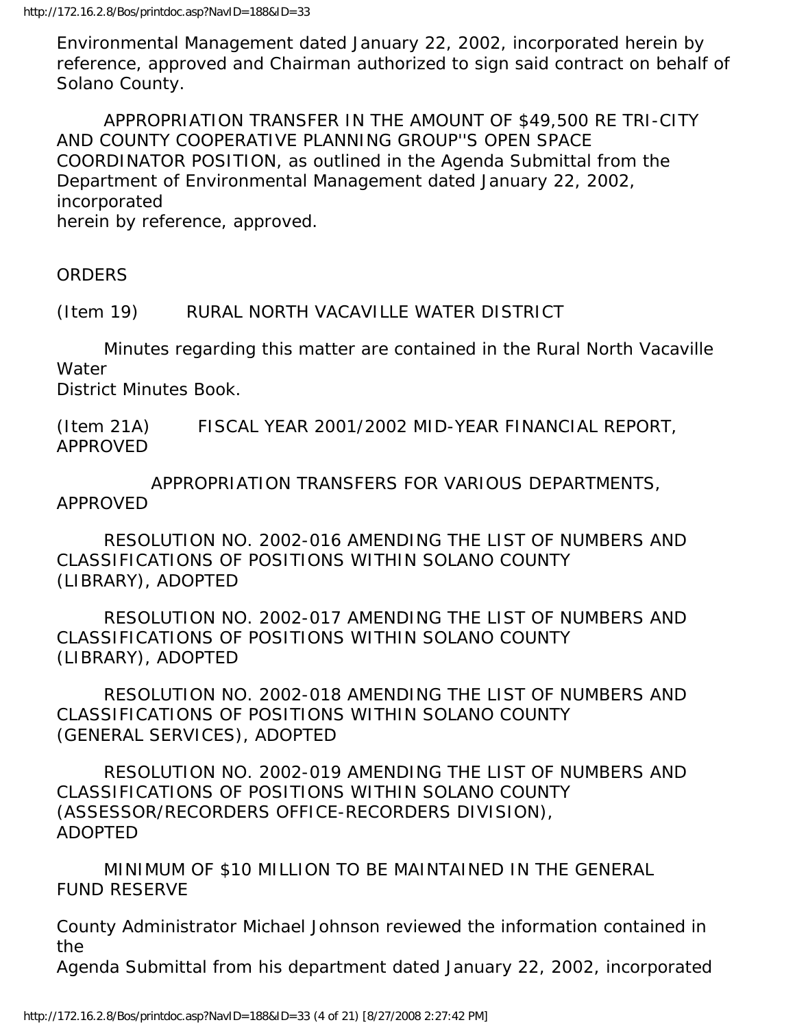Environmental Management dated January 22, 2002, incorporated herein by reference, approved and Chairman authorized to sign said contract on behalf of Solano County.

APPROPRIATION TRANSFER IN THE AMOUNT OF $49,500 RE TRI-CITY AND COUNTY COOPERATIVE PLANNING GROUP''S OPEN SPACE COORDINATOR POSITION, as outlined in the Agenda Submittal from the Department of Environmental Management dated January 22, 2002, incorporated herein by reference, approved.

ORDERS

(Item 19) RURAL NORTH VACAVILLE WATER DISTRICT

Minutes regarding this matter are contained in the Rural North Vacaville Water District Minutes Book.

(Item 21A) FISCAL YEAR 2001/2002 MID-YEAR FINANCIAL REPORT, APPROVED

APPROPRIATION TRANSFERS FOR VARIOUS DEPARTMENTS, APPROVED

RESOLUTION NO. 2002-016 AMENDING THE LIST OF NUMBERS AND CLASSIFICATIONS OF POSITIONS WITHIN SOLANO COUNTY (LIBRARY), ADOPTED

RESOLUTION NO. 2002-017 AMENDING THE LIST OF NUMBERS AND CLASSIFICATIONS OF POSITIONS WITHIN SOLANO COUNTY (LIBRARY), ADOPTED

RESOLUTION NO. 2002-018 AMENDING THE LIST OF NUMBERS AND CLASSIFICATIONS OF POSITIONS WITHIN SOLANO COUNTY (GENERAL SERVICES), ADOPTED

RESOLUTION NO. 2002-019 AMENDING THE LIST OF NUMBERS AND CLASSIFICATIONS OF POSITIONS WITHIN SOLANO COUNTY (ASSESSOR/RECORDERS OFFICE-RECORDERS DIVISION), ADOPTED

MINIMUM OF $10 MILLION TO BE MAINTAINED IN THE GENERAL FUND RESERVE

County Administrator Michael Johnson reviewed the information contained in the Agenda Submittal from his department dated January 22, 2002, incorporated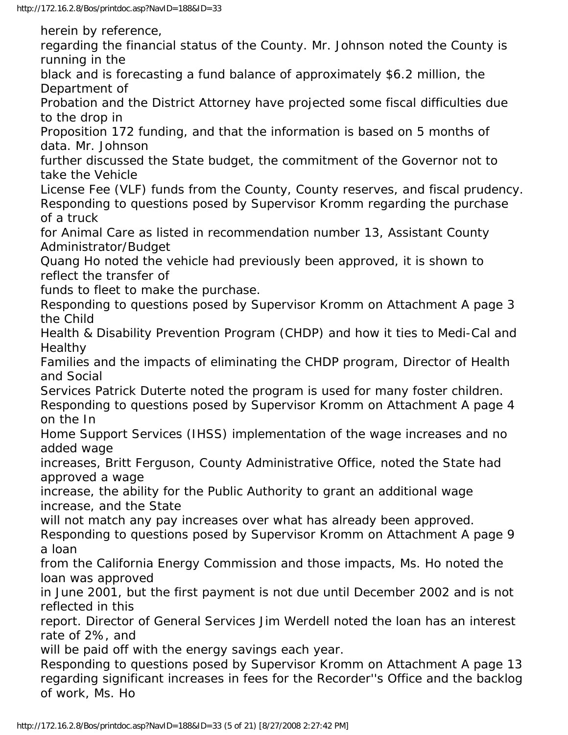herein by reference, regarding the financial status of the County. Mr. Johnson noted the County is running in the black and is forecasting a fund balance of approximately $6.2 million, the Department of Probation and the District Attorney have projected some fiscal difficulties due to the drop in Proposition 172 funding, and that the information is based on 5 months of data. Mr. Johnson further discussed the State budget, the commitment of the Governor not to take the Vehicle License Fee (VLF) funds from the County, County reserves, and fiscal prudency.

Responding to questions posed by Supervisor Kromm regarding the purchase of a truck for Animal Care as listed in recommendation number 13, Assistant County Administrator/Budget Quang Ho noted the vehicle had previously been approved, it is shown to reflect the transfer of funds to fleet to make the purchase.

Responding to questions posed by Supervisor Kromm on Attachment A page 3 the Child Health & Disability Prevention Program (CHDP) and how it ties to Medi-Cal and Healthy Families and the impacts of eliminating the CHDP program, Director of Health and Social Services Patrick Duterte noted the program is used for many foster children.

Responding to questions posed by Supervisor Kromm on Attachment A page 4 on the In Home Support Services (IHSS) implementation of the wage increases and no added wage increases, Britt Ferguson, County Administrative Office, noted the State had approved a wage increase, the ability for the Public Authority to grant an additional wage increase, and the State will not match any pay increases over what has already been approved.

Responding to questions posed by Supervisor Kromm on Attachment A page 9 a loan from the California Energy Commission and those impacts, Ms. Ho noted the loan was approved in June 2001, but the first payment is not due until December 2002 and is not reflected in this report. Director of General Services Jim Werdell noted the loan has an interest rate of 2%, and will be paid off with the energy savings each year.

Responding to questions posed by Supervisor Kromm on Attachment A page 13 regarding significant increases in fees for the Recorder''s Office and the backlog of work, Ms. Ho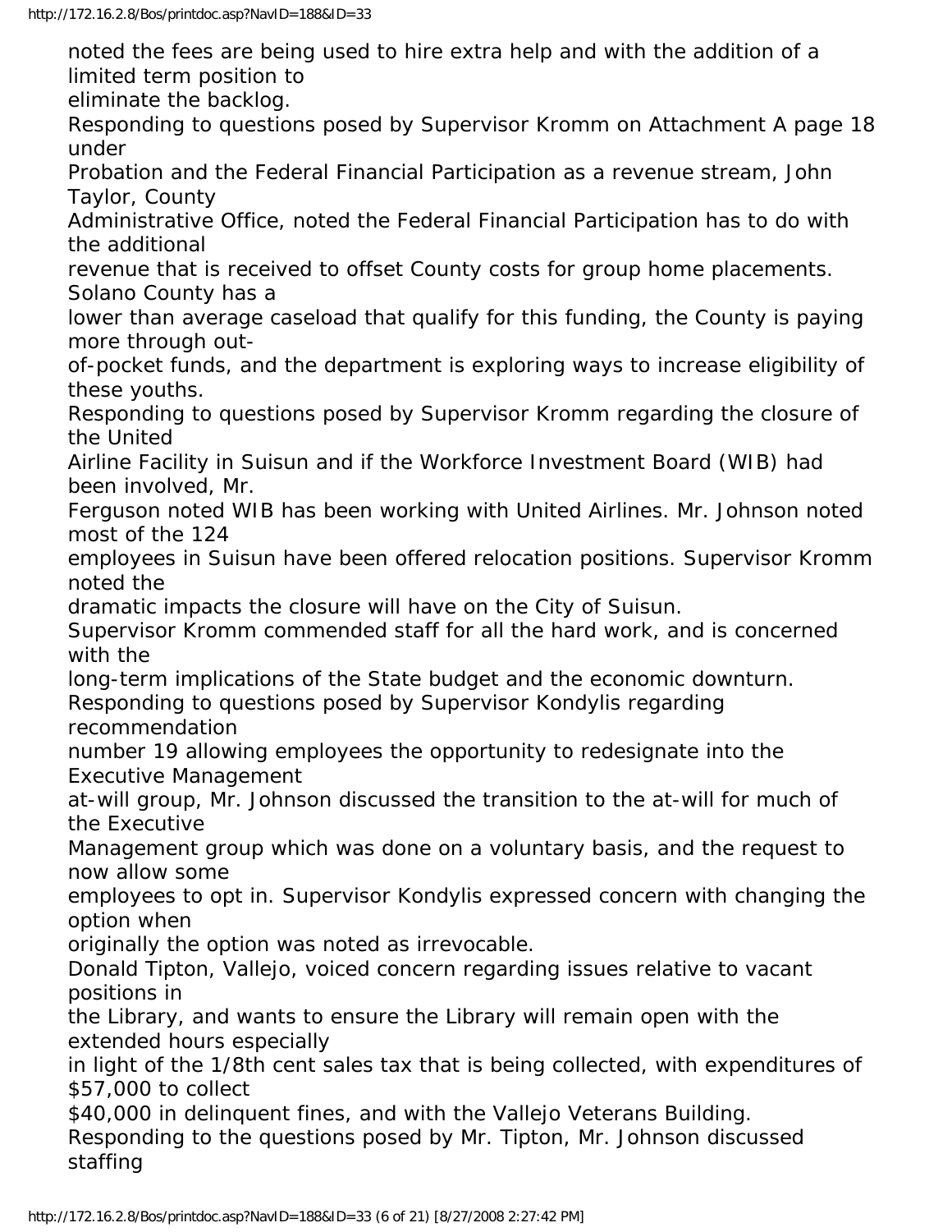noted the fees are being used to hire extra help and with the addition of a limited term position to eliminate the backlog.

Responding to questions posed by Supervisor Kromm on Attachment A page 18 under Probation and the Federal Financial Participation as a revenue stream, John Taylor, County Administrative Office, noted the Federal Financial Participation has to do with the additional revenue that is received to offset County costs for group home placements. Solano County has a lower than average caseload that qualify for this funding, the County is paying more through out-of-pocket funds, and the department is exploring ways to increase eligibility of these youths.

Responding to questions posed by Supervisor Kromm regarding the closure of the United Airline Facility in Suisun and if the Workforce Investment Board (WIB) had been involved, Mr. Ferguson noted WIB has been working with United Airlines. Mr. Johnson noted most of the 124 employees in Suisun have been offered relocation positions. Supervisor Kromm noted the dramatic impacts the closure will have on the City of Suisun.

Supervisor Kromm commended staff for all the hard work, and is concerned with the long-term implications of the State budget and the economic downturn.

Responding to questions posed by Supervisor Kondylis regarding recommendation number 19 allowing employees the opportunity to redesignate into the Executive Management at-will group, Mr. Johnson discussed the transition to the at-will for much of the Executive Management group which was done on a voluntary basis, and the request to now allow some employees to opt in. Supervisor Kondylis expressed concern with changing the option when originally the option was noted as irrevocable.

Donald Tipton, Vallejo, voiced concern regarding issues relative to vacant positions in the Library, and wants to ensure the Library will remain open with the extended hours especially in light of the 1/8th cent sales tax that is being collected, with expenditures of $57,000 to collect $40,000 in delinquent fines, and with the Vallejo Veterans Building.

Responding to the questions posed by Mr. Tipton, Mr. Johnson discussed staffing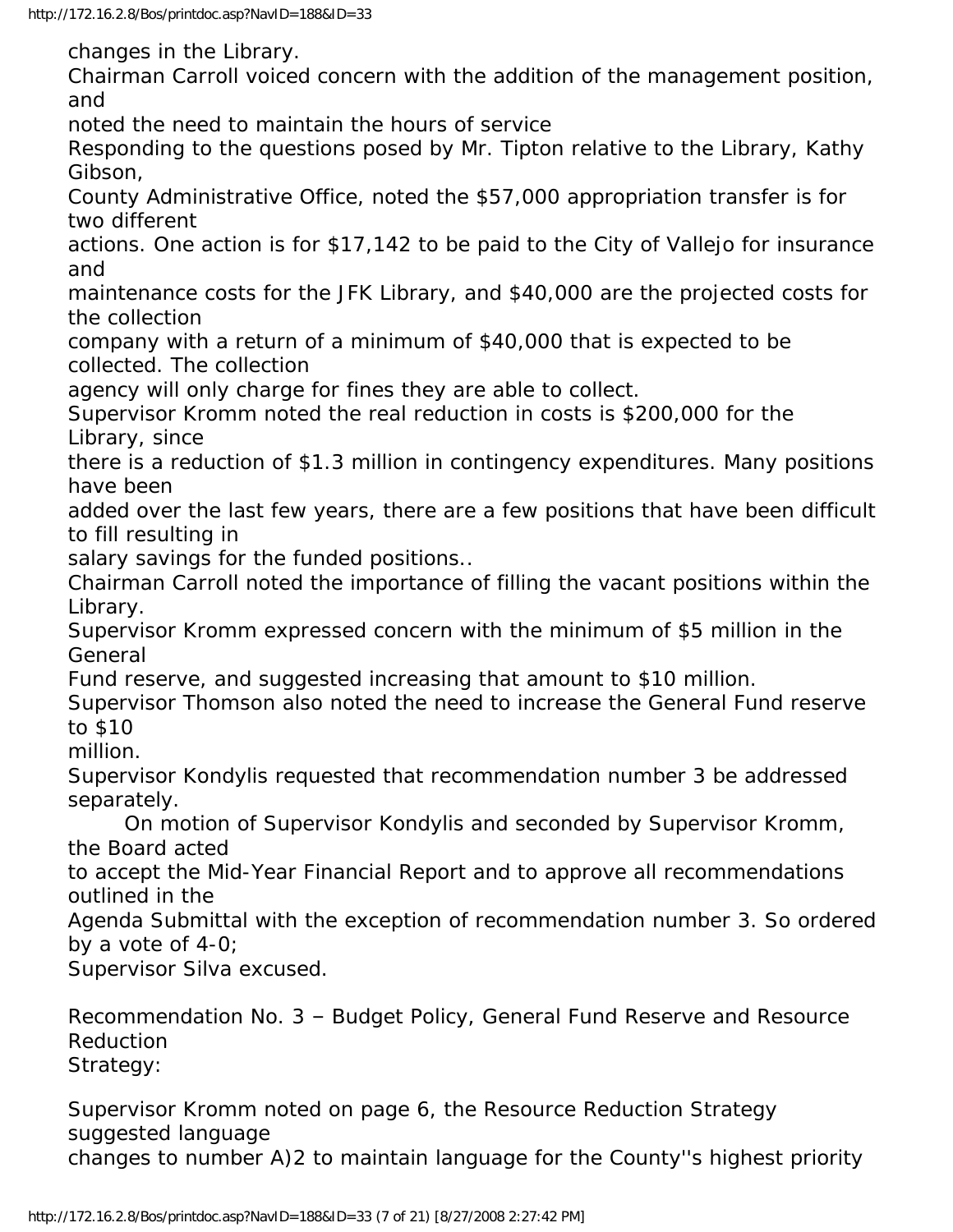changes in the Library.

Chairman Carroll voiced concern with the addition of the management position, and noted the need to maintain the hours of service

Responding to the questions posed by Mr. Tipton relative to the Library, Kathy Gibson, County Administrative Office, noted the $57,000 appropriation transfer is for two different actions. One action is for $17,142 to be paid to the City of Vallejo for insurance and maintenance costs for the JFK Library, and $40,000 are the projected costs for the collection company with a return of a minimum of $40,000 that is expected to be collected. The collection agency will only charge for fines they are able to collect.

Supervisor Kromm noted the real reduction in costs is $200,000 for the Library, since there is a reduction of $1.3 million in contingency expenditures. Many positions have been added over the last few years, there are a few positions that have been difficult to fill resulting in salary savings for the funded positions..

Chairman Carroll noted the importance of filling the vacant positions within the Library.

Supervisor Kromm expressed concern with the minimum of $5 million in the General Fund reserve, and suggested increasing that amount to $10 million.

Supervisor Thomson also noted the need to increase the General Fund reserve to $10 million.

Supervisor Kondylis requested that recommendation number 3 be addressed separately.

On motion of Supervisor Kondylis and seconded by Supervisor Kromm, the Board acted to accept the Mid-Year Financial Report and to approve all recommendations outlined in the Agenda Submittal with the exception of recommendation number 3. So ordered by a vote of 4-0; Supervisor Silva excused.

Recommendation No. 3 – Budget Policy, General Fund Reserve and Resource Reduction Strategy:

Supervisor Kromm noted on page 6, the Resource Reduction Strategy suggested language changes to number A)2 to maintain language for the County''s highest priority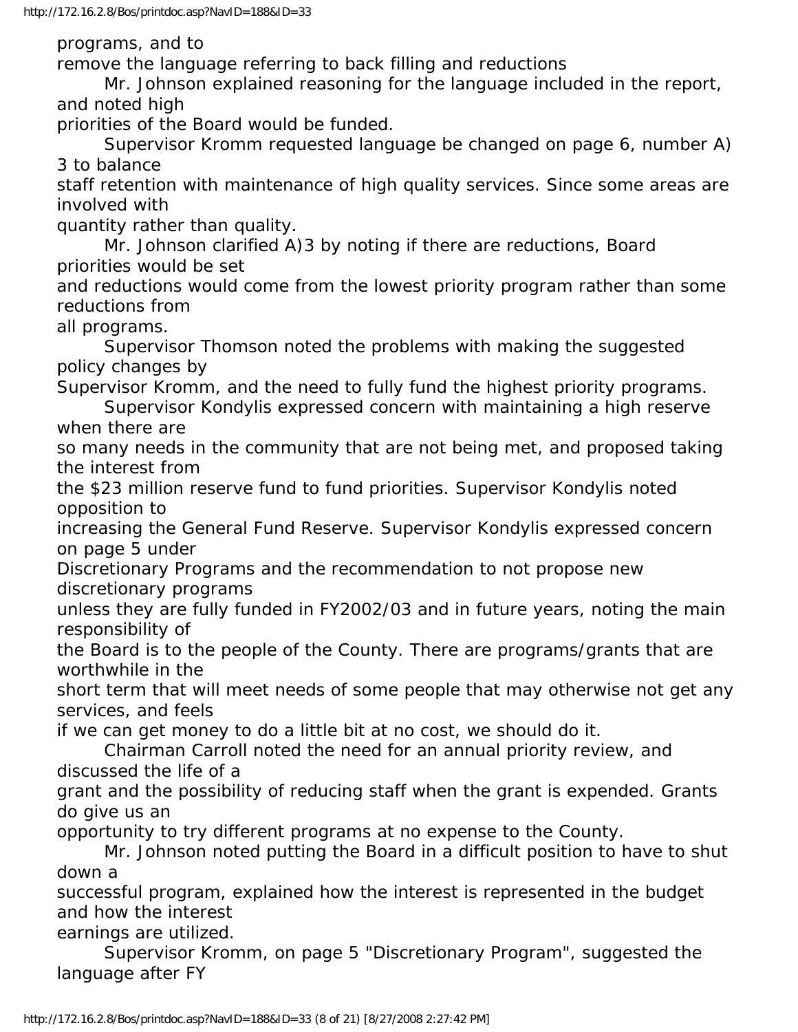programs, and to remove the language referring to back filling and reductions

Mr. Johnson explained reasoning for the language included in the report, and noted high priorities of the Board would be funded.

Supervisor Kromm requested language be changed on page 6, number A) 3 to balance staff retention with maintenance of high quality services. Since some areas are involved with quantity rather than quality.

Mr. Johnson clarified A)3 by noting if there are reductions, Board priorities would be set and reductions would come from the lowest priority program rather than some reductions from all programs.

Supervisor Thomson noted the problems with making the suggested policy changes by Supervisor Kromm, and the need to fully fund the highest priority programs.

Supervisor Kondylis expressed concern with maintaining a high reserve when there are so many needs in the community that are not being met, and proposed taking the interest from the $23 million reserve fund to fund priorities. Supervisor Kondylis noted opposition to increasing the General Fund Reserve. Supervisor Kondylis expressed concern on page 5 under Discretionary Programs and the recommendation to not propose new discretionary programs unless they are fully funded in FY2002/03 and in future years, noting the main responsibility of the Board is to the people of the County. There are programs/grants that are worthwhile in the short term that will meet needs of some people that may otherwise not get any services, and feels if we can get money to do a little bit at no cost, we should do it.

Chairman Carroll noted the need for an annual priority review, and discussed the life of a grant and the possibility of reducing staff when the grant is expended. Grants do give us an opportunity to try different programs at no expense to the County.

Mr. Johnson noted putting the Board in a difficult position to have to shut down a successful program, explained how the interest is represented in the budget and how the interest earnings are utilized.

Supervisor Kromm, on page 5 "Discretionary Program", suggested the language after FY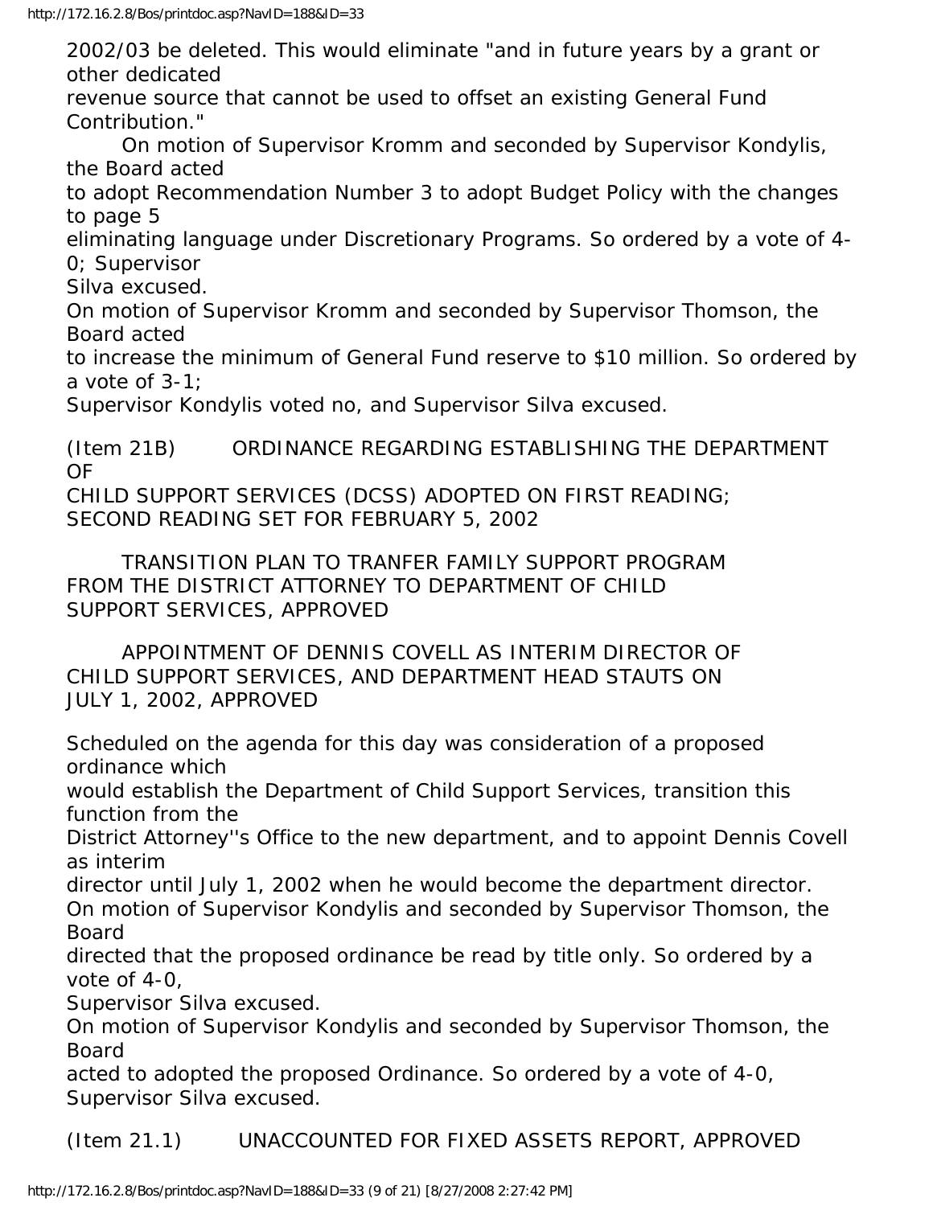2002/03 be deleted. This would eliminate "and in future years by a grant or other dedicated revenue source that cannot be used to offset an existing General Fund Contribution."

On motion of Supervisor Kromm and seconded by Supervisor Kondylis, the Board acted to adopt Recommendation Number 3 to adopt Budget Policy with the changes to page 5 eliminating language under Discretionary Programs. So ordered by a vote of 4-0; Supervisor Silva excused.

On motion of Supervisor Kromm and seconded by Supervisor Thomson, the Board acted to increase the minimum of General Fund reserve to $10 million. So ordered by a vote of 3-1; Supervisor Kondylis voted no, and Supervisor Silva excused.

(Item 21B) ORDINANCE REGARDING ESTABLISHING THE DEPARTMENT OF CHILD SUPPORT SERVICES (DCSS) ADOPTED ON FIRST READING; SECOND READING SET FOR FEBRUARY 5, 2002

TRANSITION PLAN TO TRANFER FAMILY SUPPORT PROGRAM FROM THE DISTRICT ATTORNEY TO DEPARTMENT OF CHILD SUPPORT SERVICES, APPROVED

APPOINTMENT OF DENNIS COVELL AS INTERIM DIRECTOR OF CHILD SUPPORT SERVICES, AND DEPARTMENT HEAD STAUTS ON JULY 1, 2002, APPROVED

Scheduled on the agenda for this day was consideration of a proposed ordinance which would establish the Department of Child Support Services, transition this function from the District Attorney''s Office to the new department, and to appoint Dennis Covell as interim director until July 1, 2002 when he would become the department director.

On motion of Supervisor Kondylis and seconded by Supervisor Thomson, the Board directed that the proposed ordinance be read by title only. So ordered by a vote of 4-0, Supervisor Silva excused.

On motion of Supervisor Kondylis and seconded by Supervisor Thomson, the Board acted to adopted the proposed Ordinance. So ordered by a vote of 4-0, Supervisor Silva excused.

(Item 21.1) UNACCOUNTED FOR FIXED ASSETS REPORT, APPROVED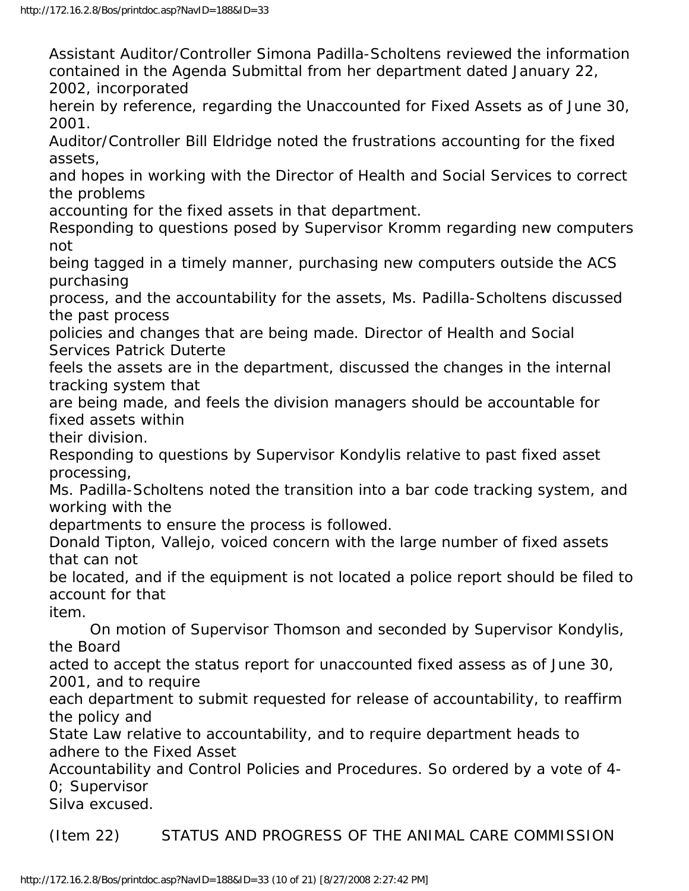Assistant Auditor/Controller Simona Padilla-Scholtens reviewed the information contained in the Agenda Submittal from her department dated January 22, 2002, incorporated herein by reference, regarding the Unaccounted for Fixed Assets as of June 30, 2001.

Auditor/Controller Bill Eldridge noted the frustrations accounting for the fixed assets, and hopes in working with the Director of Health and Social Services to correct the problems accounting for the fixed assets in that department.

Responding to questions posed by Supervisor Kromm regarding new computers not being tagged in a timely manner, purchasing new computers outside the ACS purchasing process, and the accountability for the assets, Ms. Padilla-Scholtens discussed the past process policies and changes that are being made. Director of Health and Social Services Patrick Duterte feels the assets are in the department, discussed the changes in the internal tracking system that are being made, and feels the division managers should be accountable for fixed assets within their division.

Responding to questions by Supervisor Kondylis relative to past fixed asset processing, Ms. Padilla-Scholtens noted the transition into a bar code tracking system, and working with the departments to ensure the process is followed.

Donald Tipton, Vallejo, voiced concern with the large number of fixed assets that can not be located, and if the equipment is not located a police report should be filed to account for that item.

On motion of Supervisor Thomson and seconded by Supervisor Kondylis, the Board acted to accept the status report for unaccounted fixed assess as of June 30, 2001, and to require each department to submit requested for release of accountability, to reaffirm the policy and State Law relative to accountability, and to require department heads to adhere to the Fixed Asset Accountability and Control Policies and Procedures. So ordered by a vote of 4-0; Supervisor Silva excused.

(Item 22) STATUS AND PROGRESS OF THE ANIMAL CARE COMMISSION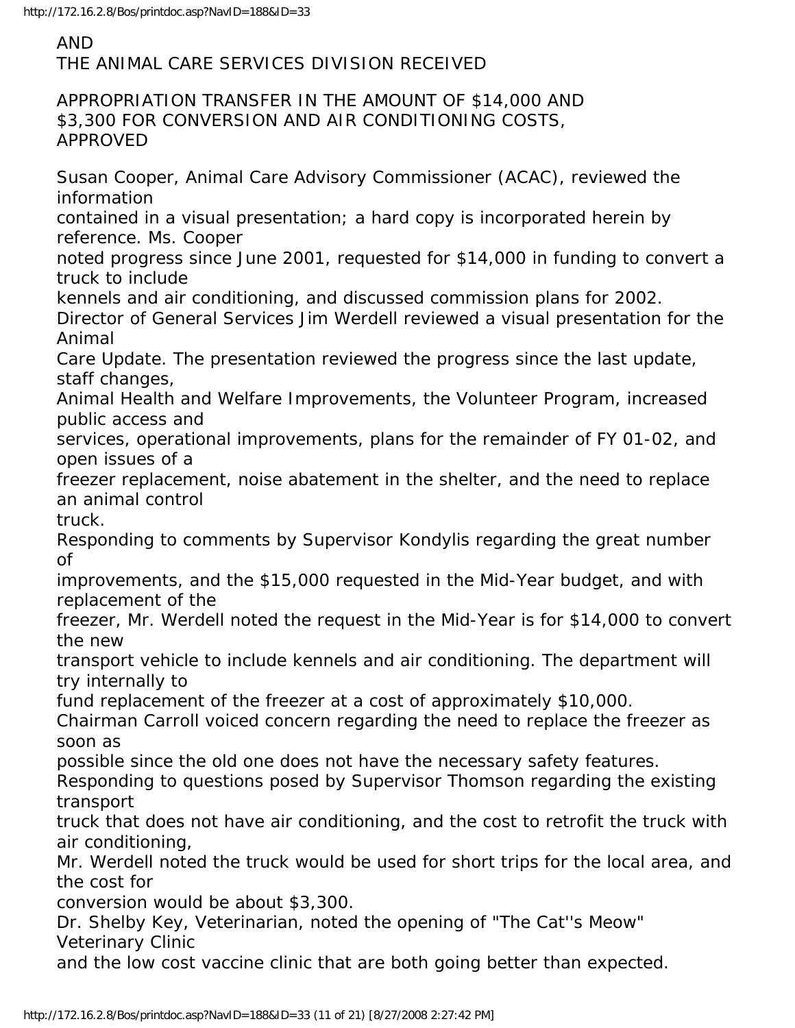AND
THE ANIMAL CARE SERVICES DIVISION RECEIVED

APPROPRIATION TRANSFER IN THE AMOUNT OF $14,000 AND
$3,300 FOR CONVERSION AND AIR CONDITIONING COSTS,
APPROVED

Susan Cooper, Animal Care Advisory Commissioner (ACAC), reviewed the information contained in a visual presentation; a hard copy is incorporated herein by reference. Ms. Cooper noted progress since June 2001, requested for $14,000 in funding to convert a truck to include kennels and air conditioning, and discussed commission plans for 2002.

Director of General Services Jim Werdell reviewed a visual presentation for the Animal Care Update. The presentation reviewed the progress since the last update, staff changes, Animal Health and Welfare Improvements, the Volunteer Program, increased public access and services, operational improvements, plans for the remainder of FY 01-02, and open issues of a freezer replacement, noise abatement in the shelter, and the need to replace an animal control truck.

Responding to comments by Supervisor Kondylis regarding the great number of improvements, and the $15,000 requested in the Mid-Year budget, and with replacement of the freezer, Mr. Werdell noted the request in the Mid-Year is for $14,000 to convert the new transport vehicle to include kennels and air conditioning. The department will try internally to fund replacement of the freezer at a cost of approximately $10,000.

Chairman Carroll voiced concern regarding the need to replace the freezer as soon as possible since the old one does not have the necessary safety features.

Responding to questions posed by Supervisor Thomson regarding the existing transport truck that does not have air conditioning, and the cost to retrofit the truck with air conditioning, Mr. Werdell noted the truck would be used for short trips for the local area, and the cost for conversion would be about $3,300.

Dr. Shelby Key, Veterinarian, noted the opening of "The Cat''s Meow" Veterinary Clinic and the low cost vaccine clinic that are both going better than expected.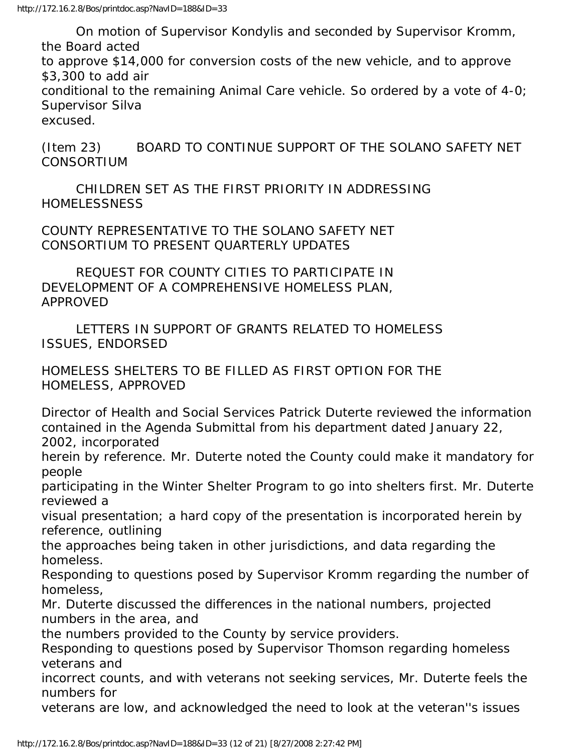On motion of Supervisor Kondylis and seconded by Supervisor Kromm, the Board acted to approve $14,000 for conversion costs of the new vehicle, and to approve $3,300 to add air conditional to the remaining Animal Care vehicle. So ordered by a vote of 4-0; Supervisor Silva excused.

(Item 23) BOARD TO CONTINUE SUPPORT OF THE SOLANO SAFETY NET CONSORTIUM

CHILDREN SET AS THE FIRST PRIORITY IN ADDRESSING HOMELESSNESS

COUNTY REPRESENTATIVE TO THE SOLANO SAFETY NET CONSORTIUM TO PRESENT QUARTERLY UPDATES

REQUEST FOR COUNTY CITIES TO PARTICIPATE IN DEVELOPMENT OF A COMPREHENSIVE HOMELESS PLAN, APPROVED

LETTERS IN SUPPORT OF GRANTS RELATED TO HOMELESS ISSUES, ENDORSED

HOMELESS SHELTERS TO BE FILLED AS FIRST OPTION FOR THE HOMELESS, APPROVED

Director of Health and Social Services Patrick Duterte reviewed the information contained in the Agenda Submittal from his department dated January 22, 2002, incorporated herein by reference. Mr. Duterte noted the County could make it mandatory for people participating in the Winter Shelter Program to go into shelters first. Mr. Duterte reviewed a visual presentation; a hard copy of the presentation is incorporated herein by reference, outlining the approaches being taken in other jurisdictions, and data regarding the homeless.

Responding to questions posed by Supervisor Kromm regarding the number of homeless, Mr. Duterte discussed the differences in the national numbers, projected numbers in the area, and the numbers provided to the County by service providers.

Responding to questions posed by Supervisor Thomson regarding homeless veterans and incorrect counts, and with veterans not seeking services, Mr. Duterte feels the numbers for veterans are low, and acknowledged the need to look at the veteran''s issues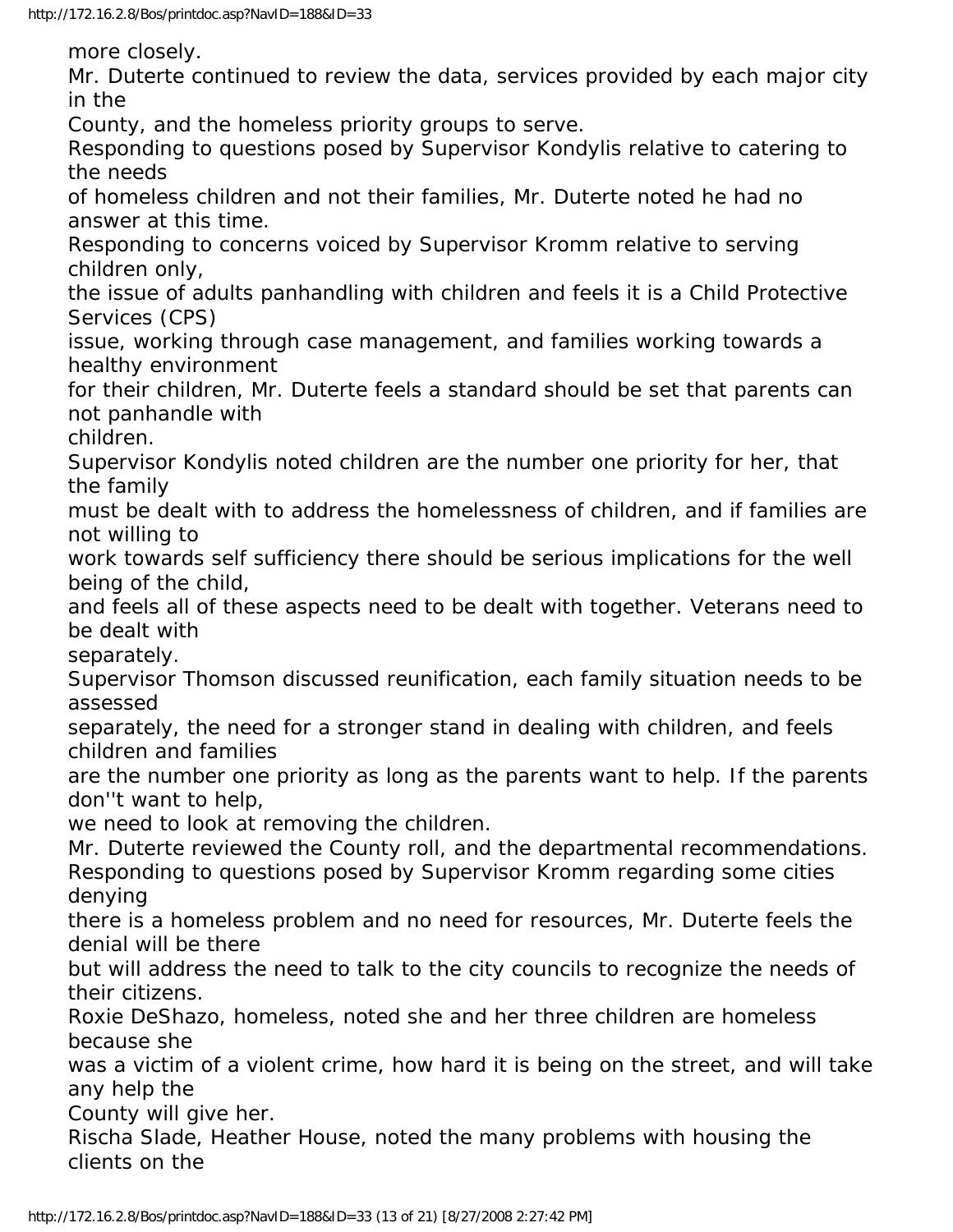more closely.

Mr. Duterte continued to review the data, services provided by each major city in the County, and the homeless priority groups to serve.

Responding to questions posed by Supervisor Kondylis relative to catering to the needs of homeless children and not their families, Mr. Duterte noted he had no answer at this time.

Responding to concerns voiced by Supervisor Kromm relative to serving children only, the issue of adults panhandling with children and feels it is a Child Protective Services (CPS) issue, working through case management, and families working towards a healthy environment for their children, Mr. Duterte feels a standard should be set that parents can not panhandle with children.

Supervisor Kondylis noted children are the number one priority for her, that the family must be dealt with to address the homelessness of children, and if families are not willing to work towards self sufficiency there should be serious implications for the well being of the child, and feels all of these aspects need to be dealt with together. Veterans need to be dealt with separately.

Supervisor Thomson discussed reunification, each family situation needs to be assessed separately, the need for a stronger stand in dealing with children, and feels children and families are the number one priority as long as the parents want to help. If the parents don''t want to help, we need to look at removing the children.

Mr. Duterte reviewed the County roll, and the departmental recommendations.

Responding to questions posed by Supervisor Kromm regarding some cities denying there is a homeless problem and no need for resources, Mr. Duterte feels the denial will be there but will address the need to talk to the city councils to recognize the needs of their citizens.

Roxie DeShazo, homeless, noted she and her three children are homeless because she was a victim of a violent crime, how hard it is being on the street, and will take any help the County will give her.

Rischa Slade, Heather House, noted the many problems with housing the clients on the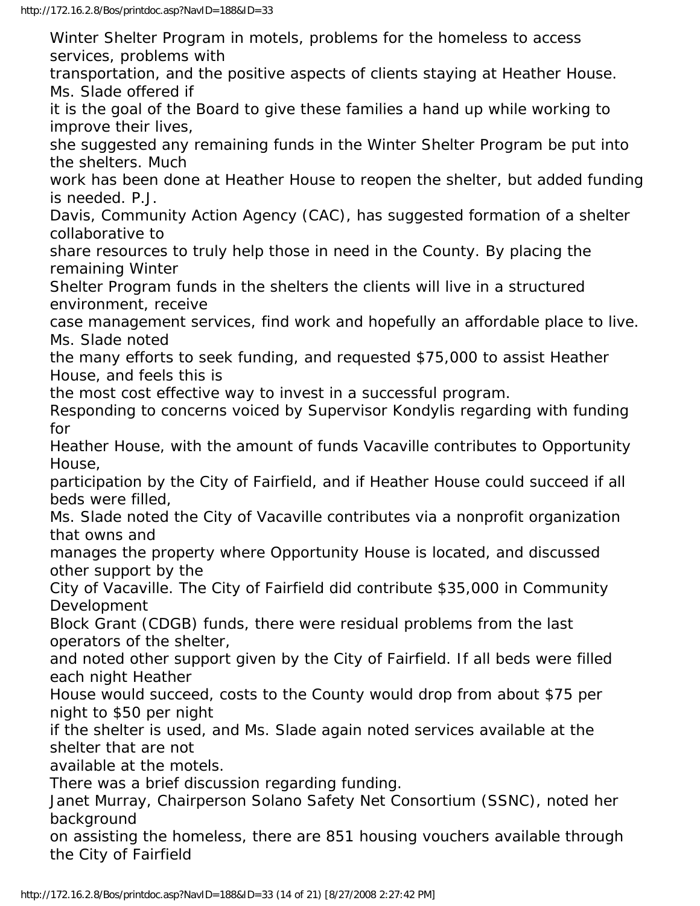Winter Shelter Program in motels, problems for the homeless to access services, problems with transportation, and the positive aspects of clients staying at Heather House. Ms. Slade offered if it is the goal of the Board to give these families a hand up while working to improve their lives, she suggested any remaining funds in the Winter Shelter Program be put into the shelters. Much work has been done at Heather House to reopen the shelter, but added funding is needed. P.J. Davis, Community Action Agency (CAC), has suggested formation of a shelter collaborative to share resources to truly help those in need in the County. By placing the remaining Winter Shelter Program funds in the shelters the clients will live in a structured environment, receive case management services, find work and hopefully an affordable place to live. Ms. Slade noted the many efforts to seek funding, and requested $75,000 to assist Heather House, and feels this is the most cost effective way to invest in a successful program.

Responding to concerns voiced by Supervisor Kondylis regarding with funding for Heather House, with the amount of funds Vacaville contributes to Opportunity House, participation by the City of Fairfield, and if Heather House could succeed if all beds were filled, Ms. Slade noted the City of Vacaville contributes via a nonprofit organization that owns and manages the property where Opportunity House is located, and discussed other support by the City of Vacaville. The City of Fairfield did contribute $35,000 in Community Development Block Grant (CDGB) funds, there were residual problems from the last operators of the shelter, and noted other support given by the City of Fairfield. If all beds were filled each night Heather House would succeed, costs to the County would drop from about $75 per night to $50 per night if the shelter is used, and Ms. Slade again noted services available at the shelter that are not available at the motels.

There was a brief discussion regarding funding.

Janet Murray, Chairperson Solano Safety Net Consortium (SSNC), noted her background on assisting the homeless, there are 851 housing vouchers available through the City of Fairfield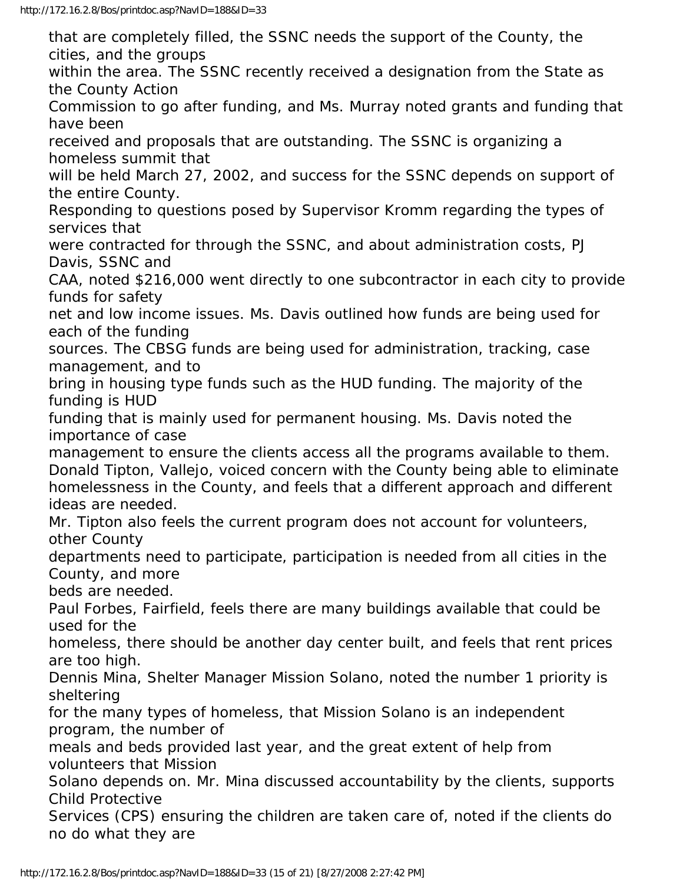that are completely filled, the SSNC needs the support of the County, the cities, and the groups within the area. The SSNC recently received a designation from the State as the County Action Commission to go after funding, and Ms. Murray noted grants and funding that have been received and proposals that are outstanding. The SSNC is organizing a homeless summit that will be held March 27, 2002, and success for the SSNC depends on support of the entire County.

Responding to questions posed by Supervisor Kromm regarding the types of services that were contracted for through the SSNC, and about administration costs, PJ Davis, SSNC and CAA, noted $216,000 went directly to one subcontractor in each city to provide funds for safety net and low income issues. Ms. Davis outlined how funds are being used for each of the funding sources. The CBSG funds are being used for administration, tracking, case management, and to bring in housing type funds such as the HUD funding. The majority of the funding is HUD funding that is mainly used for permanent housing. Ms. Davis noted the importance of case management to ensure the clients access all the programs available to them.

Donald Tipton, Vallejo, voiced concern with the County being able to eliminate homelessness in the County, and feels that a different approach and different ideas are needed.

Mr. Tipton also feels the current program does not account for volunteers, other County departments need to participate, participation is needed from all cities in the County, and more beds are needed.

Paul Forbes, Fairfield, feels there are many buildings available that could be used for the homeless, there should be another day center built, and feels that rent prices are too high.

Dennis Mina, Shelter Manager Mission Solano, noted the number 1 priority is sheltering for the many types of homeless, that Mission Solano is an independent program, the number of meals and beds provided last year, and the great extent of help from volunteers that Mission Solano depends on. Mr. Mina discussed accountability by the clients, supports Child Protective Services (CPS) ensuring the children are taken care of, noted if the clients do no do what they are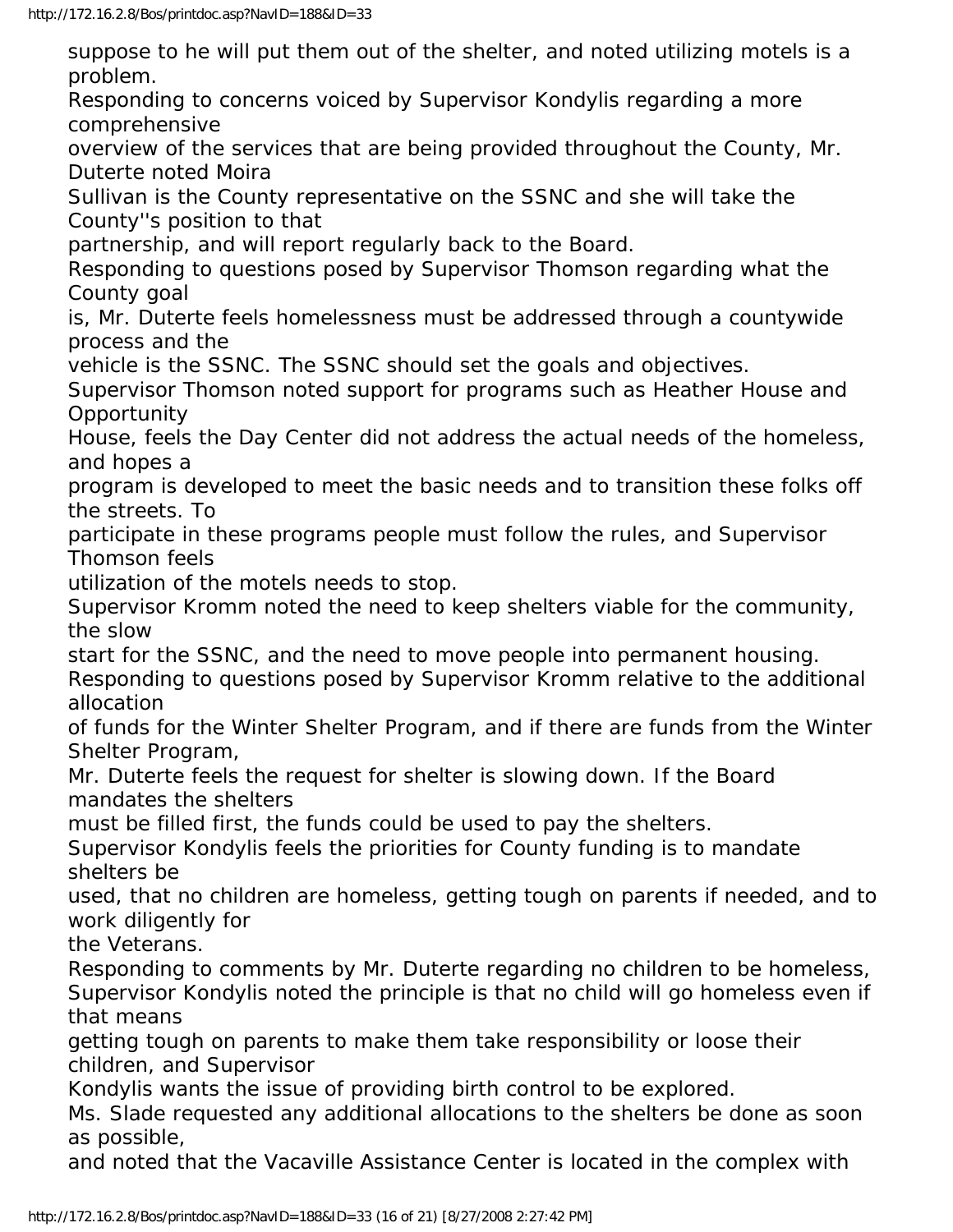suppose to he will put them out of the shelter, and noted utilizing motels is a problem.

Responding to concerns voiced by Supervisor Kondylis regarding a more comprehensive overview of the services that are being provided throughout the County, Mr. Duterte noted Moira Sullivan is the County representative on the SSNC and she will take the County''s position to that partnership, and will report regularly back to the Board.

Responding to questions posed by Supervisor Thomson regarding what the County goal is, Mr. Duterte feels homelessness must be addressed through a countywide process and the vehicle is the SSNC. The SSNC should set the goals and objectives.

Supervisor Thomson noted support for programs such as Heather House and Opportunity House, feels the Day Center did not address the actual needs of the homeless, and hopes a program is developed to meet the basic needs and to transition these folks off the streets. To participate in these programs people must follow the rules, and Supervisor Thomson feels utilization of the motels needs to stop.

Supervisor Kromm noted the need to keep shelters viable for the community, the slow start for the SSNC, and the need to move people into permanent housing.

Responding to questions posed by Supervisor Kromm relative to the additional allocation of funds for the Winter Shelter Program, and if there are funds from the Winter Shelter Program, Mr. Duterte feels the request for shelter is slowing down. If the Board mandates the shelters must be filled first, the funds could be used to pay the shelters.

Supervisor Kondylis feels the priorities for County funding is to mandate shelters be used, that no children are homeless, getting tough on parents if needed, and to work diligently for the Veterans.

Responding to comments by Mr. Duterte regarding no children to be homeless, Supervisor Kondylis noted the principle is that no child will go homeless even if that means getting tough on parents to make them take responsibility or loose their children, and Supervisor Kondylis wants the issue of providing birth control to be explored.

Ms. Slade requested any additional allocations to the shelters be done as soon as possible, and noted that the Vacaville Assistance Center is located in the complex with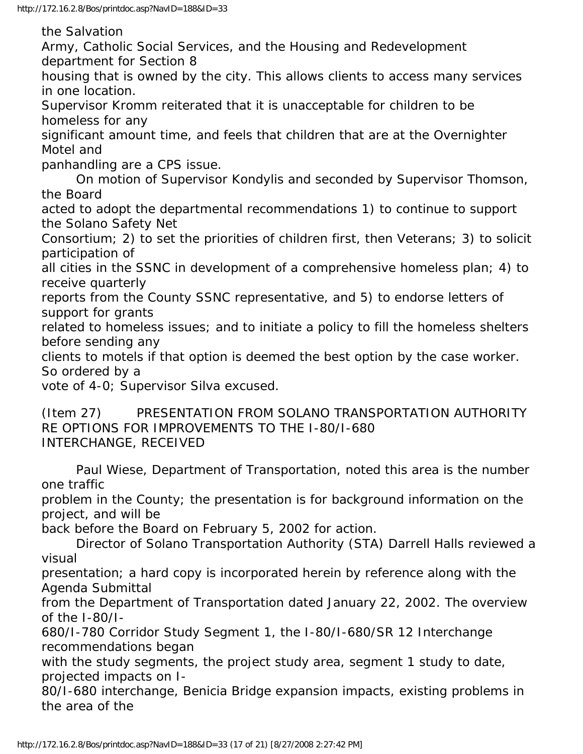the Salvation Army, Catholic Social Services, and the Housing and Redevelopment department for Section 8 housing that is owned by the city. This allows clients to access many services in one location.

Supervisor Kromm reiterated that it is unacceptable for children to be homeless for any significant amount time, and feels that children that are at the Overnighter Motel and panhandling are a CPS issue.

On motion of Supervisor Kondylis and seconded by Supervisor Thomson, the Board acted to adopt the departmental recommendations 1) to continue to support the Solano Safety Net Consortium; 2) to set the priorities of children first, then Veterans; 3) to solicit participation of all cities in the SSNC in development of a comprehensive homeless plan; 4) to receive quarterly reports from the County SSNC representative, and 5) to endorse letters of support for grants related to homeless issues; and to initiate a policy to fill the homeless shelters before sending any clients to motels if that option is deemed the best option by the case worker. So ordered by a vote of 4-0; Supervisor Silva excused.

(Item 27) PRESENTATION FROM SOLANO TRANSPORTATION AUTHORITY RE OPTIONS FOR IMPROVEMENTS TO THE I-80/I-680 INTERCHANGE, RECEIVED

Paul Wiese, Department of Transportation, noted this area is the number one traffic problem in the County; the presentation is for background information on the project, and will be back before the Board on February 5, 2002 for action.

Director of Solano Transportation Authority (STA) Darrell Halls reviewed a visual presentation; a hard copy is incorporated herein by reference along with the Agenda Submittal from the Department of Transportation dated January 22, 2002. The overview of the I-80/I-680/I-780 Corridor Study Segment 1, the I-80/I-680/SR 12 Interchange recommendations began with the study segments, the project study area, segment 1 study to date, projected impacts on I-80/I-680 interchange, Benicia Bridge expansion impacts, existing problems in the area of the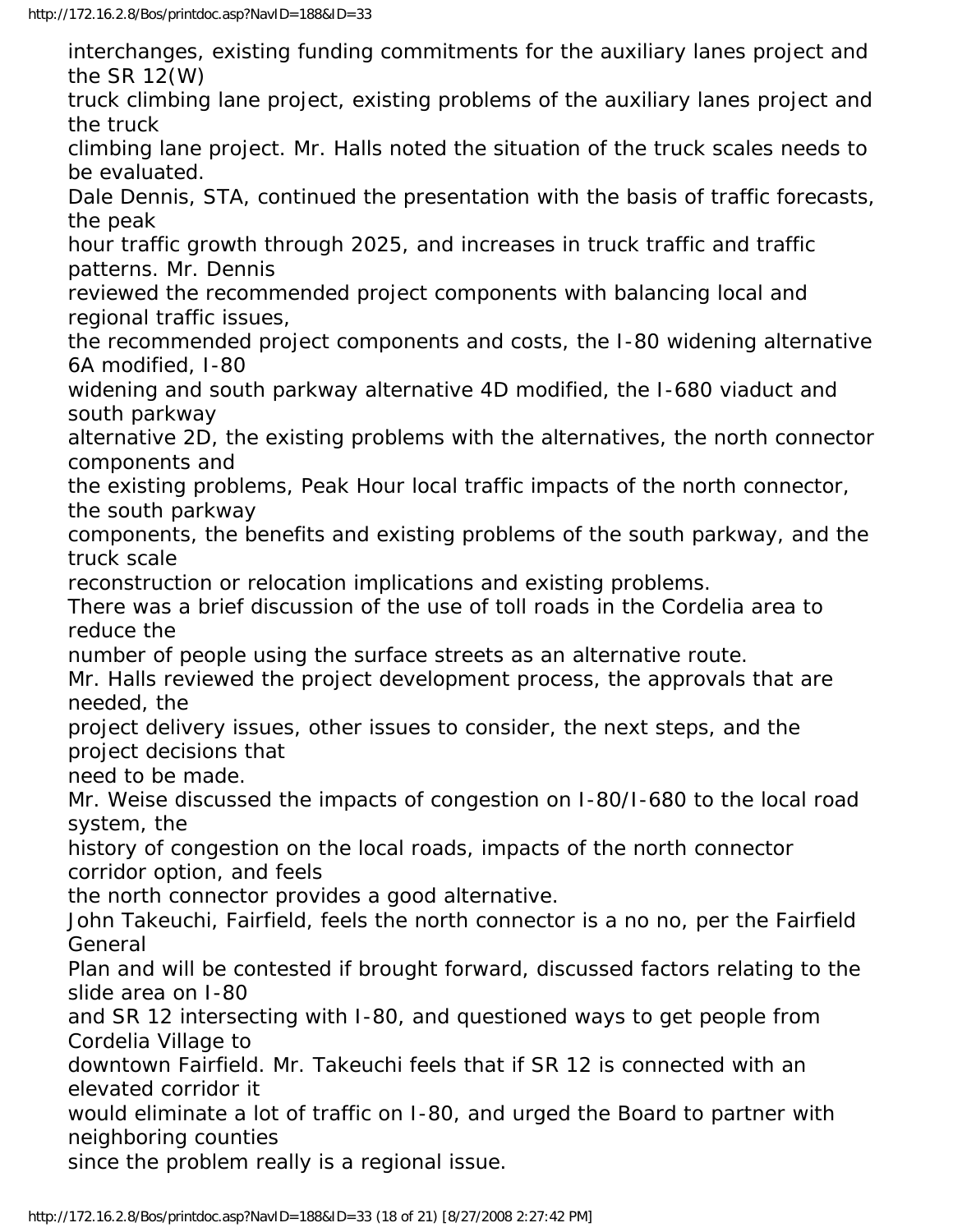interchanges, existing funding commitments for the auxiliary lanes project and the SR 12(W) truck climbing lane project, existing problems of the auxiliary lanes project and the truck climbing lane project. Mr. Halls noted the situation of the truck scales needs to be evaluated.

Dale Dennis, STA, continued the presentation with the basis of traffic forecasts, the peak hour traffic growth through 2025, and increases in truck traffic and traffic patterns. Mr. Dennis reviewed the recommended project components with balancing local and regional traffic issues, the recommended project components and costs, the I-80 widening alternative 6A modified, I-80 widening and south parkway alternative 4D modified, the I-680 viaduct and south parkway alternative 2D, the existing problems with the alternatives, the north connector components and the existing problems, Peak Hour local traffic impacts of the north connector, the south parkway components, the benefits and existing problems of the south parkway, and the truck scale reconstruction or relocation implications and existing problems.

There was a brief discussion of the use of toll roads in the Cordelia area to reduce the number of people using the surface streets as an alternative route.

Mr. Halls reviewed the project development process, the approvals that are needed, the project delivery issues, other issues to consider, the next steps, and the project decisions that need to be made.

Mr. Weise discussed the impacts of congestion on I-80/I-680 to the local road system, the history of congestion on the local roads, impacts of the north connector corridor option, and feels the north connector provides a good alternative.

John Takeuchi, Fairfield, feels the north connector is a no no, per the Fairfield General Plan and will be contested if brought forward, discussed factors relating to the slide area on I-80 and SR 12 intersecting with I-80, and questioned ways to get people from Cordelia Village to downtown Fairfield. Mr. Takeuchi feels that if SR 12 is connected with an elevated corridor it would eliminate a lot of traffic on I-80, and urged the Board to partner with neighboring counties since the problem really is a regional issue.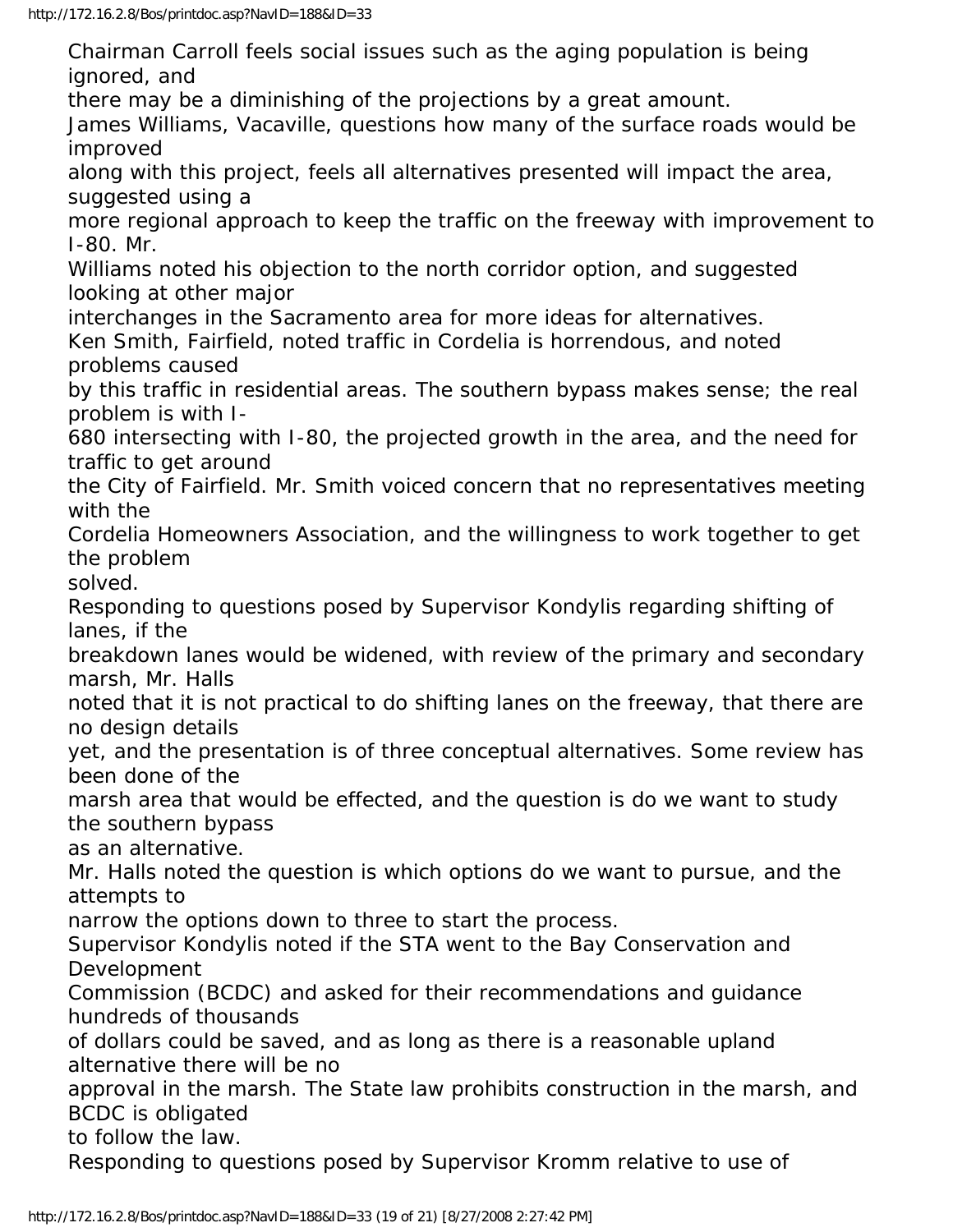Chairman Carroll feels social issues such as the aging population is being ignored, and there may be a diminishing of the projections by a great amount.

James Williams, Vacaville, questions how many of the surface roads would be improved along with this project, feels all alternatives presented will impact the area, suggested using a more regional approach to keep the traffic on the freeway with improvement to I-80. Mr. Williams noted his objection to the north corridor option, and suggested looking at other major interchanges in the Sacramento area for more ideas for alternatives.

Ken Smith, Fairfield, noted traffic in Cordelia is horrendous, and noted problems caused by this traffic in residential areas. The southern bypass makes sense; the real problem is with I-680 intersecting with I-80, the projected growth in the area, and the need for traffic to get around the City of Fairfield. Mr. Smith voiced concern that no representatives meeting with the Cordelia Homeowners Association, and the willingness to work together to get the problem solved.

Responding to questions posed by Supervisor Kondylis regarding shifting of lanes, if the breakdown lanes would be widened, with review of the primary and secondary marsh, Mr. Halls noted that it is not practical to do shifting lanes on the freeway, that there are no design details yet, and the presentation is of three conceptual alternatives. Some review has been done of the marsh area that would be effected, and the question is do we want to study the southern bypass as an alternative.

Mr. Halls noted the question is which options do we want to pursue, and the attempts to narrow the options down to three to start the process.

Supervisor Kondylis noted if the STA went to the Bay Conservation and Development Commission (BCDC) and asked for their recommendations and guidance hundreds of thousands of dollars could be saved, and as long as there is a reasonable upland alternative there will be no approval in the marsh. The State law prohibits construction in the marsh, and BCDC is obligated to follow the law.

Responding to questions posed by Supervisor Kromm relative to use of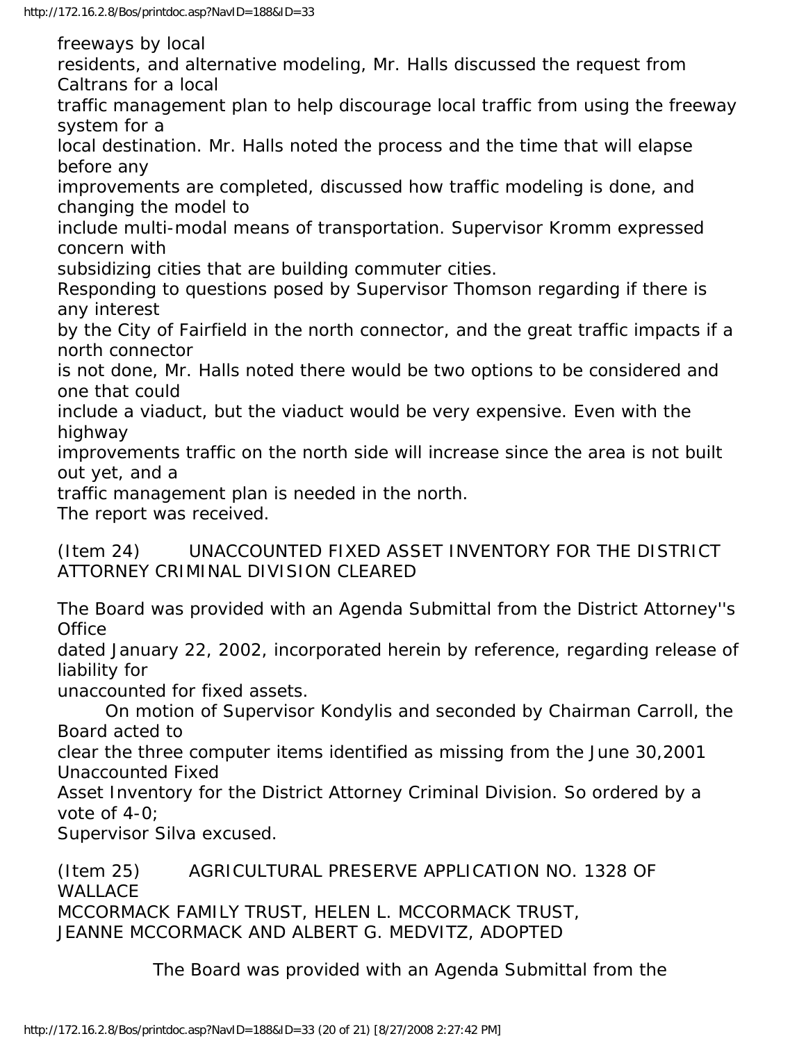freeways by local residents, and alternative modeling, Mr. Halls discussed the request from Caltrans for a local traffic management plan to help discourage local traffic from using the freeway system for a local destination. Mr. Halls noted the process and the time that will elapse before any improvements are completed, discussed how traffic modeling is done, and changing the model to include multi-modal means of transportation. Supervisor Kromm expressed concern with subsidizing cities that are building commuter cities.

Responding to questions posed by Supervisor Thomson regarding if there is any interest by the City of Fairfield in the north connector, and the great traffic impacts if a north connector is not done, Mr. Halls noted there would be two options to be considered and one that could include a viaduct, but the viaduct would be very expensive. Even with the highway improvements traffic on the north side will increase since the area is not built out yet, and a traffic management plan is needed in the north.

The report was received.

(Item 24) UNACCOUNTED FIXED ASSET INVENTORY FOR THE DISTRICT ATTORNEY CRIMINAL DIVISION CLEARED

The Board was provided with an Agenda Submittal from the District Attorney''s Office dated January 22, 2002, incorporated herein by reference, regarding release of liability for unaccounted for fixed assets.

On motion of Supervisor Kondylis and seconded by Chairman Carroll, the Board acted to clear the three computer items identified as missing from the June 30,2001 Unaccounted Fixed Asset Inventory for the District Attorney Criminal Division. So ordered by a vote of 4-0; Supervisor Silva excused.

(Item 25) AGRICULTURAL PRESERVE APPLICATION NO. 1328 OF WALLACE MCCORMACK FAMILY TRUST, HELEN L. MCCORMACK TRUST, JEANNE MCCORMACK AND ALBERT G. MEDVITZ, ADOPTED

The Board was provided with an Agenda Submittal from the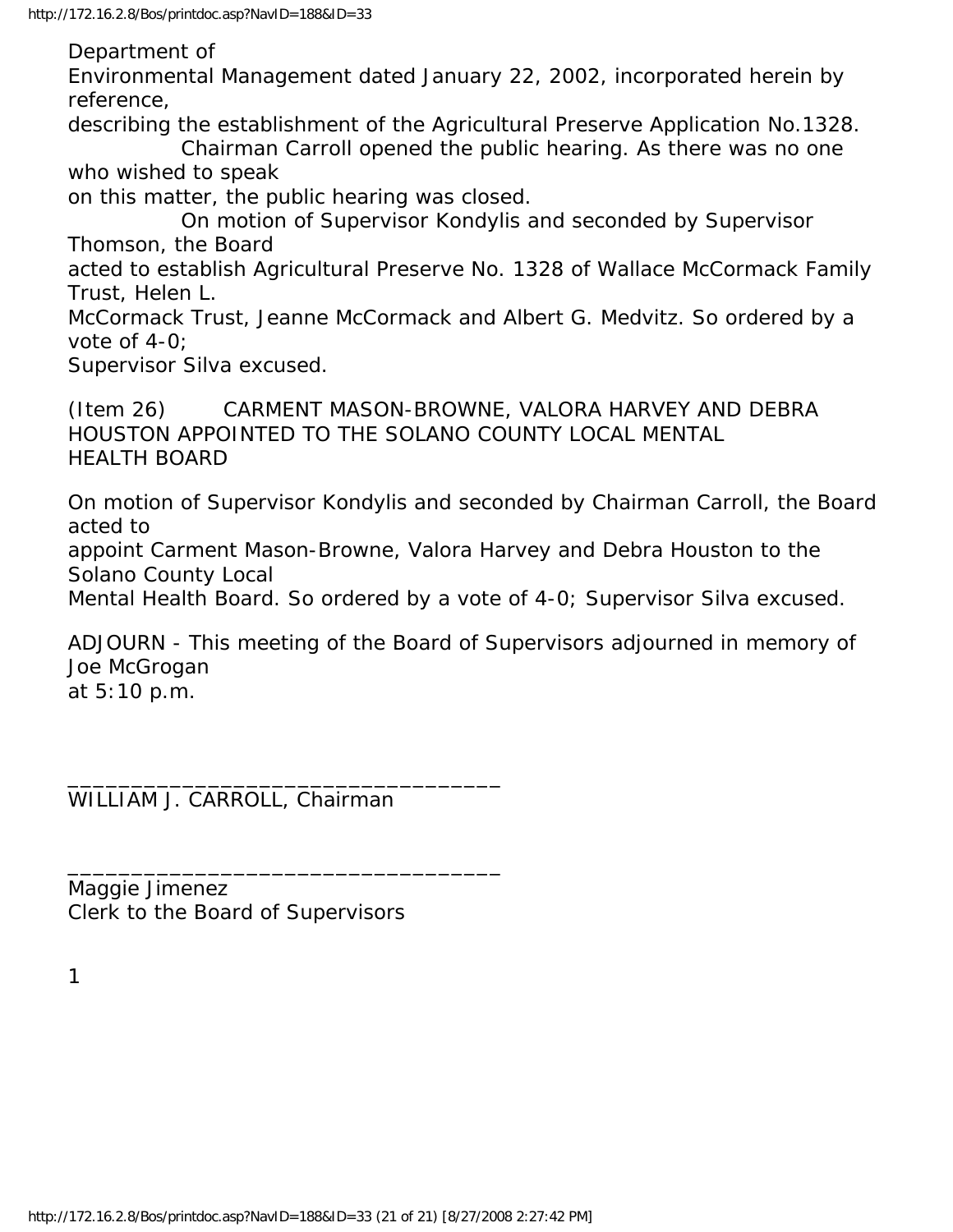Department of Environmental Management dated January 22, 2002, incorporated herein by reference, describing the establishment of the Agricultural Preserve Application No.1328.

Chairman Carroll opened the public hearing. As there was no one who wished to speak on this matter, the public hearing was closed.

On motion of Supervisor Kondylis and seconded by Supervisor Thomson, the Board acted to establish Agricultural Preserve No. 1328 of Wallace McCormack Family Trust, Helen L. McCormack Trust, Jeanne McCormack and Albert G. Medvitz. So ordered by a vote of 4-0; Supervisor Silva excused.

(Item 26) CARMENT MASON-BROWNE, VALORA HARVEY AND DEBRA HOUSTON APPOINTED TO THE SOLANO COUNTY LOCAL MENTAL HEALTH BOARD

On motion of Supervisor Kondylis and seconded by Chairman Carroll, the Board acted to appoint Carment Mason-Browne, Valora Harvey and Debra Houston to the Solano County Local Mental Health Board. So ordered by a vote of 4-0; Supervisor Silva excused.

ADJOURN - This meeting of the Board of Supervisors adjourned in memory of Joe McGrogan at 5:10 p.m.

__________________________________
WILLIAM J. CARROLL, Chairman

__________________________________
Maggie Jimenez
Clerk to the Board of Supervisors